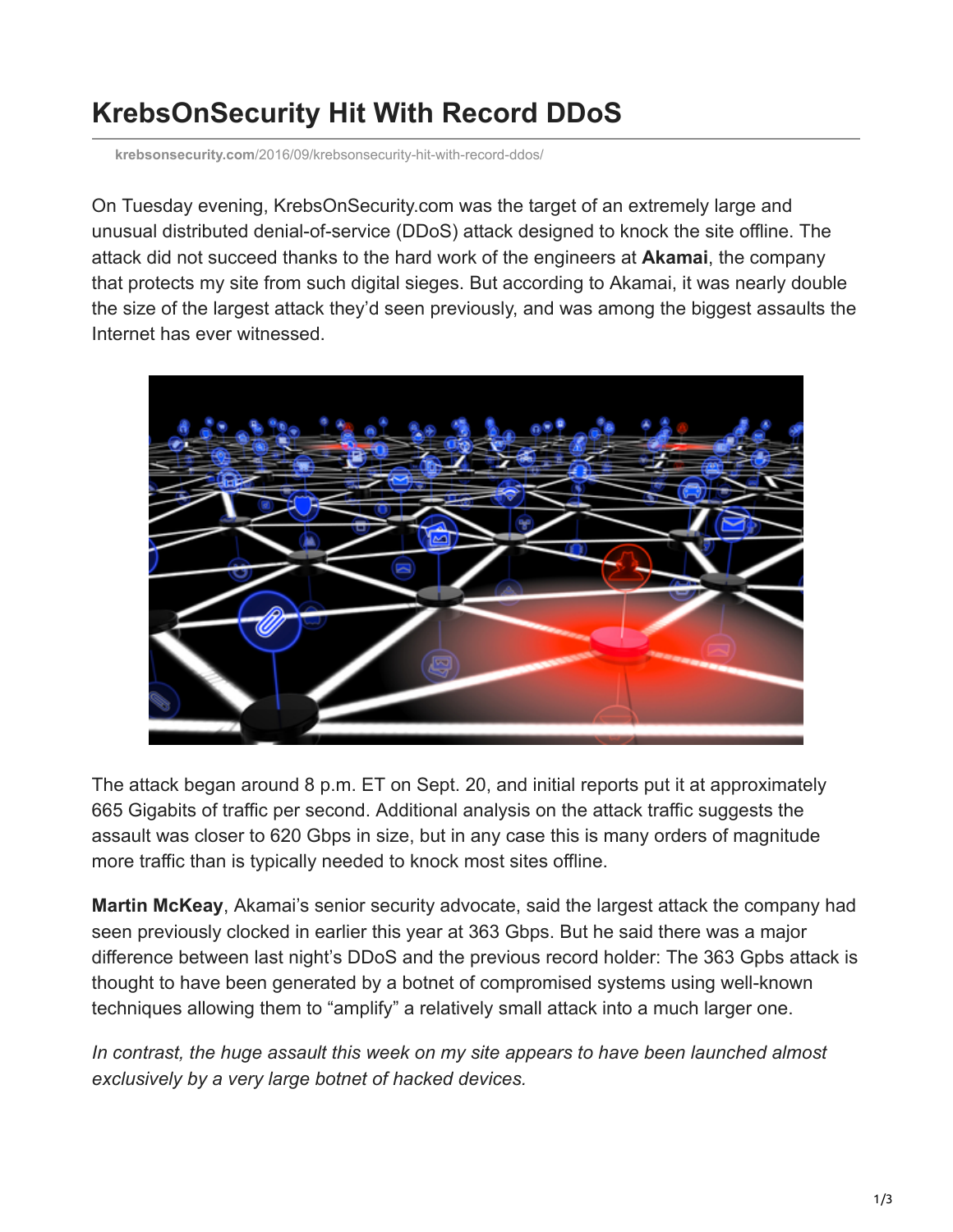# KrebsOnSecurity Hit With Record DDoS

krebsonsecurity.com/2016/09/krebsonsecurity-hit-with-record-ddos/

On Tuesday evening, KrebsOnSecurity.com was the target of an extremely large and unusual distributed denial-of-service (DDoS) attack designed to knock the site offline. The attack did not succeed thanks to the hard work of the engineers at **Akamai**, the company that protects my site from such digital sieges. But according to Akamai, it was nearly double the size of the largest attack they'd seen previously, and was among the biggest assaults the Internet has ever witnessed.

The attack began around 8 p.m. ET on Sept. 20, and initial reports put it at approximately 665 Gigabits of traffic per second. Additional analysis on the attack traffic suggests the assault was closer to 620 Gbps in size, but in any case this is many orders of magnitude more traffic than is typically needed to knock most sites offline.

**Martin McKeay**, Akamai's senior security advocate, said the largest attack the company had seen previously clocked in earlier this year at 363 Gbps. But he said there was a major difference between last night's DDoS and the previous record holder: The 363 Gpbs attack is thought to have been generated by a botnet of compromised systems using well-known techniques allowing them to "amplify" a relatively small attack into a much larger one.

*In contrast, the huge assault this week on my site appears to have been launched almost exclusively by a very large botnet of hacked devices.*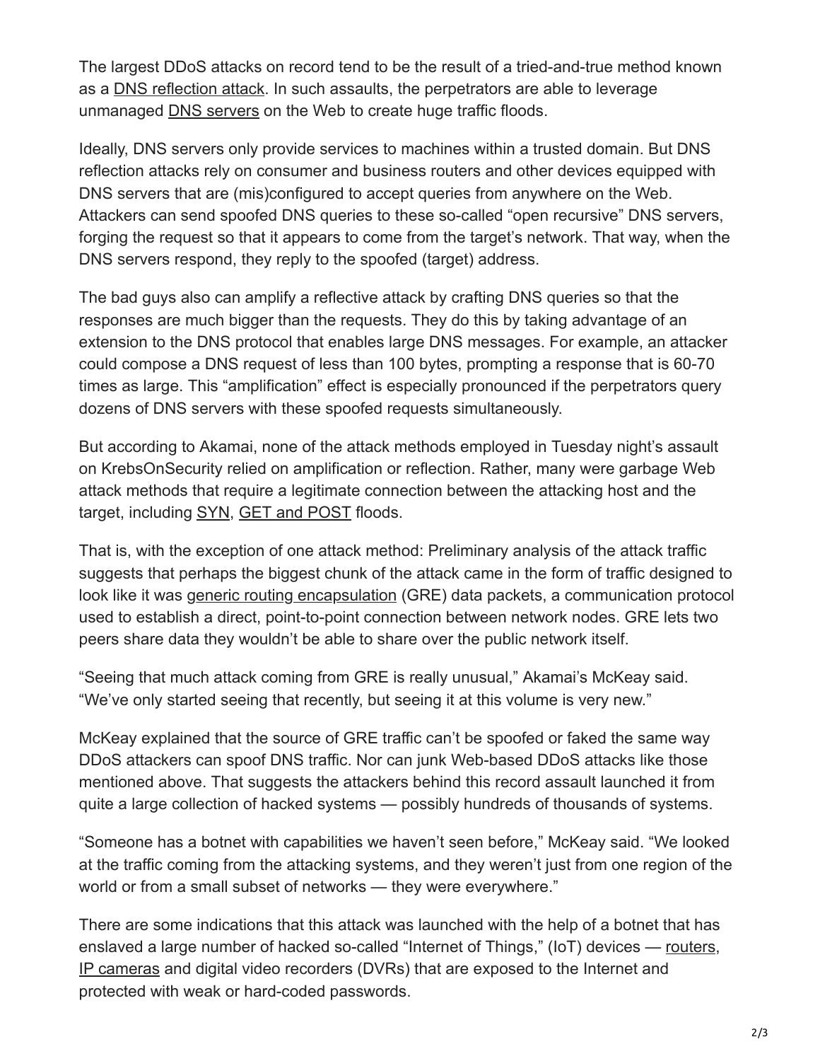The largest DDoS attacks on record tend to be the result of a tried-and-true method known as a DNS reflection attack. In such assaults, the perpetrators are able to leverage unmanaged DNS servers on the Web to create huge traffic floods.

Ideally, DNS servers only provide services to machines within a trusted domain. But DNS reflection attacks rely on consumer and business routers and other devices equipped with DNS servers that are (mis)configured to accept queries from anywhere on the Web. Attackers can send spoofed DNS queries to these so-called "open recursive" DNS servers, forging the request so that it appears to come from the target's network. That way, when the DNS servers respond, they reply to the spoofed (target) address.

The bad guys also can amplify a reflective attack by crafting DNS queries so that the responses are much bigger than the requests. They do this by taking advantage of an extension to the DNS protocol that enables large DNS messages. For example, an attacker could compose a DNS request of less than 100 bytes, prompting a response that is 60-70 times as large. This "amplification" effect is especially pronounced if the perpetrators query dozens of DNS servers with these spoofed requests simultaneously.

But according to Akamai, none of the attack methods employed in Tuesday night's assault on KrebsOnSecurity relied on amplification or reflection. Rather, many were garbage Web attack methods that require a legitimate connection between the attacking host and the target, including SYN, GET and POST floods.

That is, with the exception of one attack method: Preliminary analysis of the attack traffic suggests that perhaps the biggest chunk of the attack came in the form of traffic designed to look like it was generic routing encapsulation (GRE) data packets, a communication protocol used to establish a direct, point-to-point connection between network nodes. GRE lets two peers share data they wouldn't be able to share over the public network itself.

"Seeing that much attack coming from GRE is really unusual," Akamai's McKeay said. "We've only started seeing that recently, but seeing it at this volume is very new."

McKeay explained that the source of GRE traffic can't be spoofed or faked the same way DDoS attackers can spoof DNS traffic. Nor can junk Web-based DDoS attacks like those mentioned above. That suggests the attackers behind this record assault launched it from quite a large collection of hacked systems — possibly hundreds of thousands of systems.

"Someone has a botnet with capabilities we haven't seen before," McKeay said. "We looked at the traffic coming from the attacking systems, and they weren't just from one region of the world or from a small subset of networks — they were everywhere."

There are some indications that this attack was launched with the help of a botnet that has enslaved a large number of hacked so-called "Internet of Things," (IoT) devices — routers, IP cameras and digital video recorders (DVRs) that are exposed to the Internet and protected with weak or hard-coded passwords.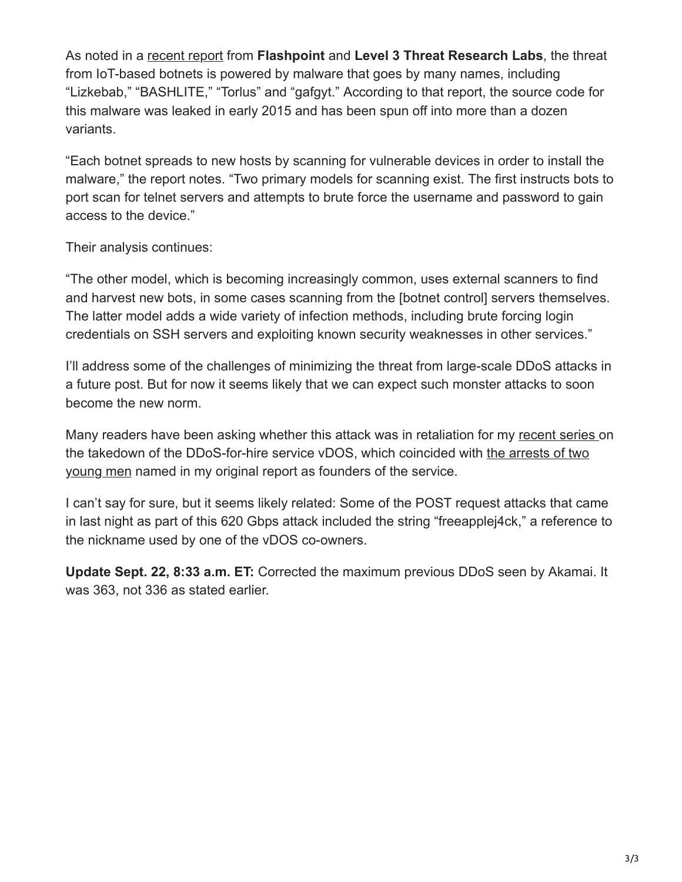As noted in a recent report from **Flashpoint** and **Level 3 Threat Research Labs**, the threat from IoT-based botnets is powered by malware that goes by many names, including "Lizkebab," "BASHLITE," "Torlus" and "gafgyt." According to that report, the source code for this malware was leaked in early 2015 and has been spun off into more than a dozen variants.

"Each botnet spreads to new hosts by scanning for vulnerable devices in order to install the malware," the report notes. "Two primary models for scanning exist. The first instructs bots to port scan for telnet servers and attempts to brute force the username and password to gain access to the device."

Their analysis continues:

"The other model, which is becoming increasingly common, uses external scanners to find and harvest new bots, in some cases scanning from the [botnet control] servers themselves. The latter model adds a wide variety of infection methods, including brute forcing login credentials on SSH servers and exploiting known security weaknesses in other services."

I'll address some of the challenges of minimizing the threat from large-scale DDoS attacks in a future post. But for now it seems likely that we can expect such monster attacks to soon become the new norm.

Many readers have been asking whether this attack was in retaliation for my recent series on the takedown of the DDoS-for-hire service vDOS, which coincided with the arrests of two young men named in my original report as founders of the service.

I can't say for sure, but it seems likely related: Some of the POST request attacks that came in last night as part of this 620 Gbps attack included the string "freeapplej4ck," a reference to the nickname used by one of the vDOS co-owners.

**Update Sept. 22, 8:33 a.m. ET:** Corrected the maximum previous DDoS seen by Akamai. It was 363, not 336 as stated earlier.